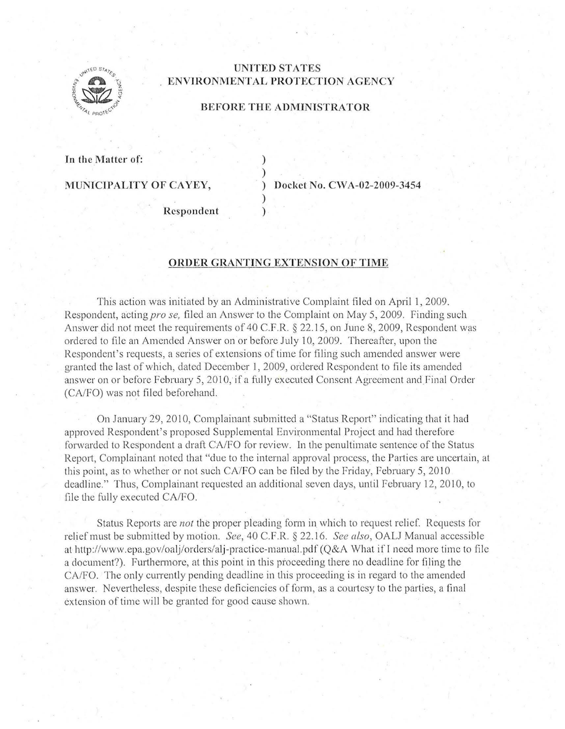# UNITED STATES ENVIRONMENTAL PROTECTION AGENCY

## BEFORE THE ADMINISTRATOR

| | | |
|---|---|---|
| **In the Matter of:** | ) | |
| | ) | |
| **MUNICIPALITY OF CAYEY,** | ) | **Docket No. CWA-02-2009-3454** |
| | ) | |
| **Respondent** | ) | |

### ORDER GRANTING EXTENSION OF TIME

This action was initiated by an Administrative Complaint filed on April 1, 2009. Respondent, acting *pro se,* filed an Answer to the Complaint on May 5, 2009. Finding such Answer did not meet the requirements of 40 C.F.R. § 22.15, on June 8, 2009, Respondent was ordered to file an Amended Answer on or before July 10, 2009. Thereafter, upon the Respondent's requests, a series of extensions of time for filing such amended answer were granted the last of which, dated December 1, 2009, ordered Respondent to file its amended answer on or before February 5, 2010, if a fully executed Consent Agreement and Final Order (CA/FO) was not filed beforehand.

On January 29, 2010, Complainant submitted a "Status Report" indicating that it had approved Respondent's proposed Supplemental Environmental Project and had therefore forwarded to Respondent a draft CA/FO for review. In the penultimate sentence of the Status Report, Complainant noted that "due to the internal approval process, the Parties are uncertain, at this point, as to whether or not such CA/FO can be filed by the Friday, February 5, 2010 deadline." Thus, Complainant requested an additional seven days, until February 12, 2010, to file the fully executed CA/FO.

Status Reports are *not* the proper pleading form in which to request relief. Requests for relief must be submitted by motion. *See,* 40 C.F.R. § 22.16. *See also,* OALJ Manual accessible at http://www.epa.gov/oalj/orders/alj-practice-manual.pdf (Q&A What if I need more time to file a document?). Furthermore, at this point in this proceeding there no deadline for filing the CA/FO. The only currently pending deadline in this proceeding is in regard to the amended answer. Nevertheless, despite these deficiencies of form, as a courtesy to the parties, a final extension of time will be granted for good cause shown.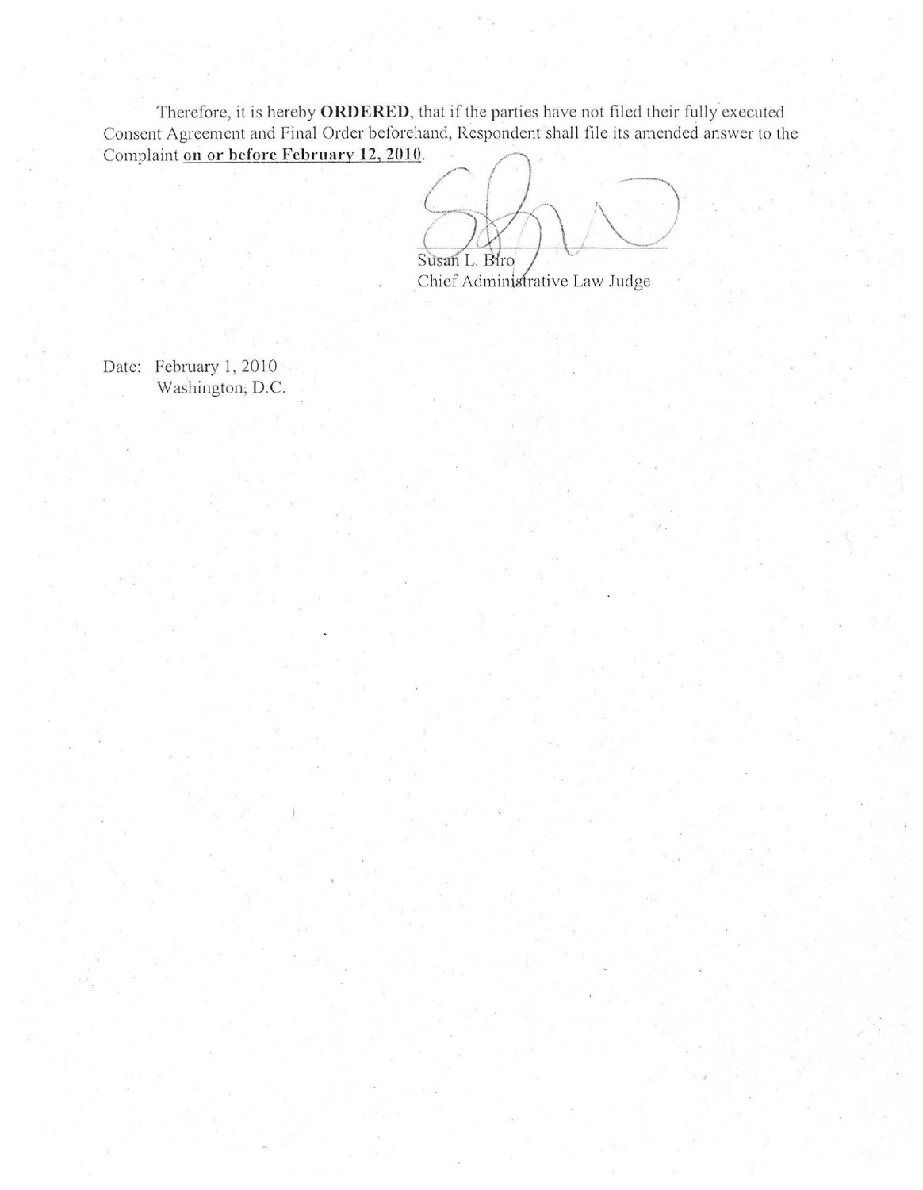Therefore, it is hereby **ORDERED**, that if the parties have not filed their fully executed Consent Agreement and Final Order beforehand, Respondent shall file its amended answer to the Complaint **on or before February 12, 2010**.

Susan L. Biro
Chief Administrative Law Judge

Date: February 1, 2010
Washington, D.C.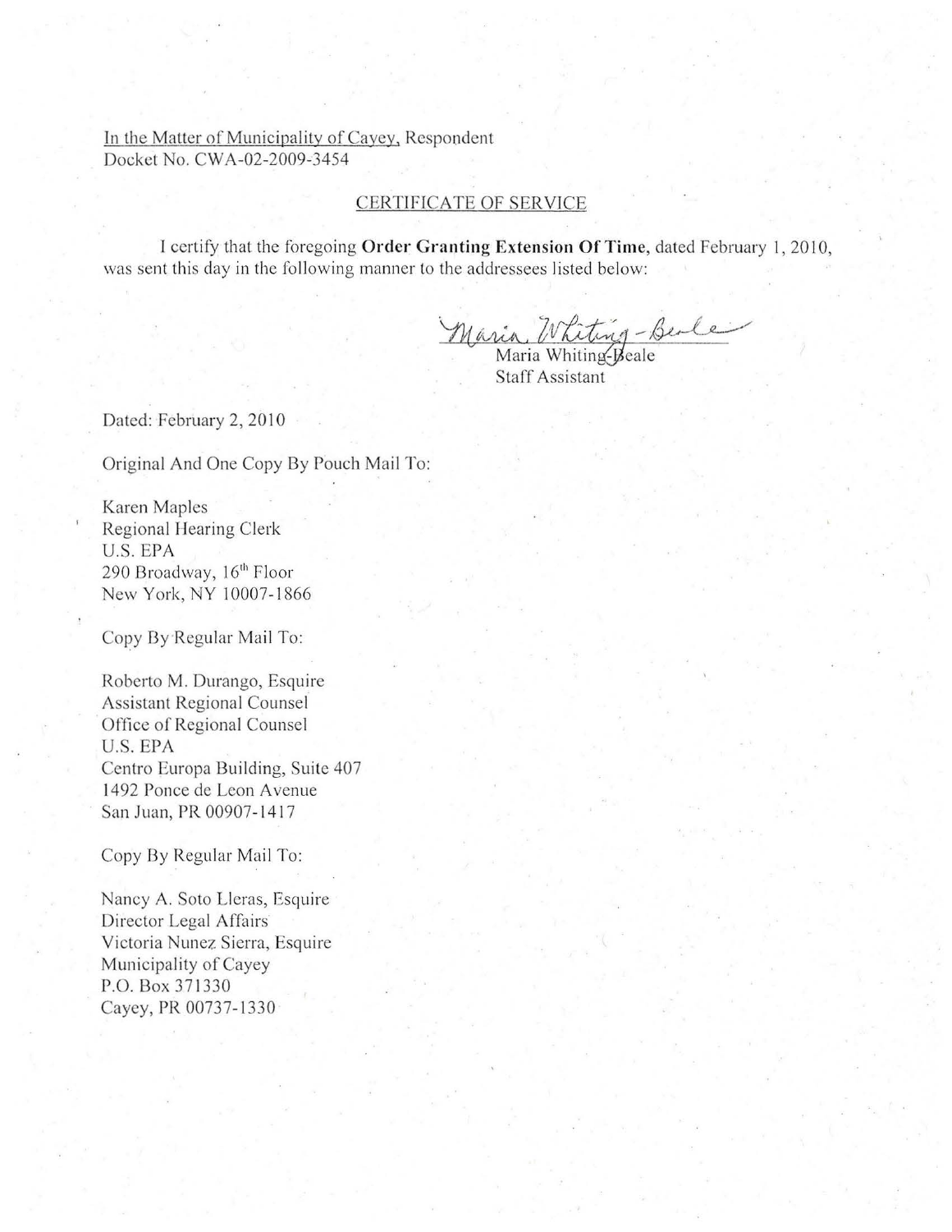In the Matter of Municipality of Cayey, Respondent
Docket No. CWA-02-2009-3454

## CERTIFICATE OF SERVICE

I certify that the foregoing **Order Granting Extension Of Time**, dated February 1, 2010, was sent this day in the following manner to the addressees listed below:

Maria Whiting-Beale
Maria Whiting-Beale
Staff Assistant

Dated: February 2, 2010

Original And One Copy By Pouch Mail To:

Karen Maples
Regional Hearing Clerk
U.S. EPA
290 Broadway, 16th Floor
New York, NY 10007-1866

Copy By Regular Mail To:

Roberto M. Durango, Esquire
Assistant Regional Counsel
Office of Regional Counsel
U.S. EPA
Centro Europa Building, Suite 407
1492 Ponce de Leon Avenue
San Juan, PR 00907-1417

Copy By Regular Mail To:

Nancy A. Soto Lleras, Esquire
Director Legal Affairs
Victoria Nunez Sierra, Esquire
Municipality of Cayey
P.O. Box 371330
Cayey, PR 00737-1330